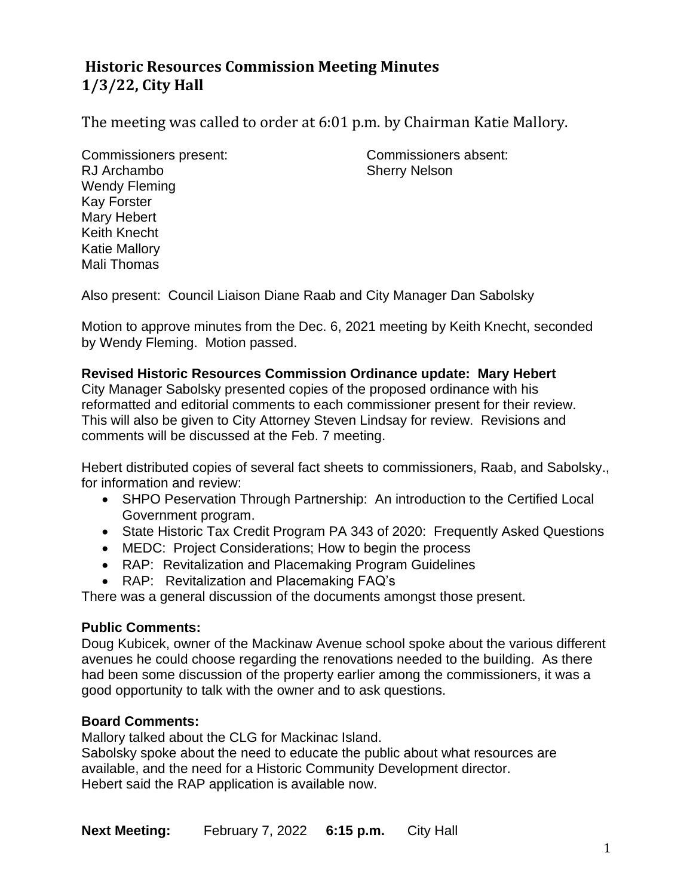# Historic Resources Commission Meeting Minutes
# 1/3/22, City Hall

The meeting was called to order at 6:01 p.m. by Chairman Katie Mallory.

Commissioners present:
RJ Archambo
Wendy Fleming
Kay Forster
Mary Hebert
Keith Knecht
Katie Mallory
Mali Thomas

Commissioners absent:
Sherry Nelson

Also present: Council Liaison Diane Raab and City Manager Dan Sabolsky

Motion to approve minutes from the Dec. 6, 2021 meeting by Keith Knecht, seconded by Wendy Fleming. Motion passed.

**Revised Historic Resources Commission Ordinance update: Mary Hebert**
City Manager Sabolsky presented copies of the proposed ordinance with his reformatted and editorial comments to each commissioner present for their review. This will also be given to City Attorney Steven Lindsay for review. Revisions and comments will be discussed at the Feb. 7 meeting.

Hebert distributed copies of several fact sheets to commissioners, Raab, and Sabolsky., for information and review:

- SHPO Peservation Through Partnership: An introduction to the Certified Local Government program.
- State Historic Tax Credit Program PA 343 of 2020: Frequently Asked Questions
- MEDC: Project Considerations; How to begin the process
- RAP: Revitalization and Placemaking Program Guidelines
- RAP: Revitalization and Placemaking FAQ's

There was a general discussion of the documents amongst those present.

**Public Comments:**
Doug Kubicek, owner of the Mackinaw Avenue school spoke about the various different avenues he could choose regarding the renovations needed to the building. As there had been some discussion of the property earlier among the commissioners, it was a good opportunity to talk with the owner and to ask questions.

**Board Comments:**
Mallory talked about the CLG for Mackinac Island.
Sabolsky spoke about the need to educate the public about what resources are available, and the need for a Historic Community Development director.
Hebert said the RAP application is available now.

**Next Meeting:** February 7, 2022 **6:15 p.m.** City Hall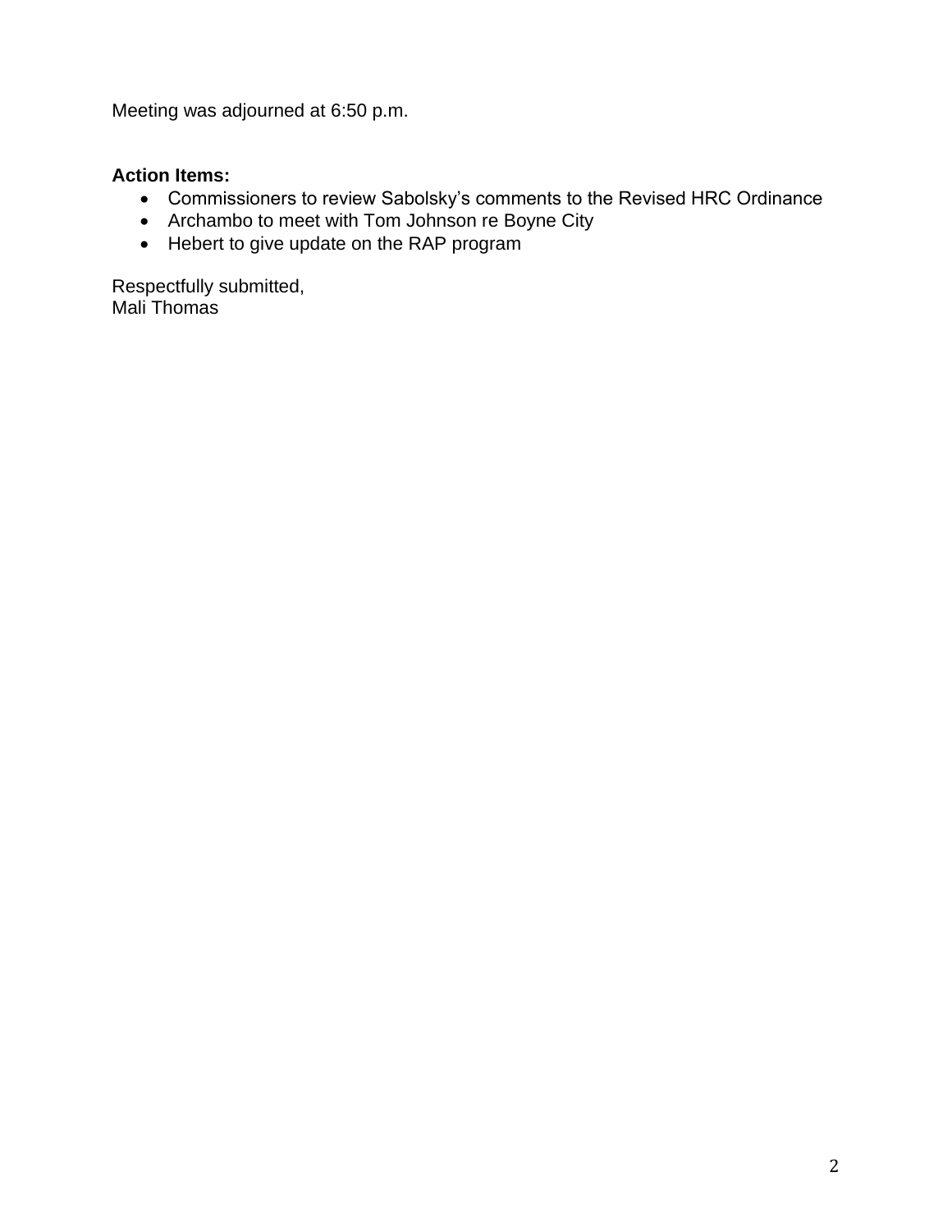Meeting was adjourned at 6:50 p.m.

**Action Items:**

- Commissioners to review Sabolsky's comments to the Revised HRC Ordinance
- Archambo to meet with Tom Johnson re Boyne City
- Hebert to give update on the RAP program

Respectfully submitted,
Mali Thomas